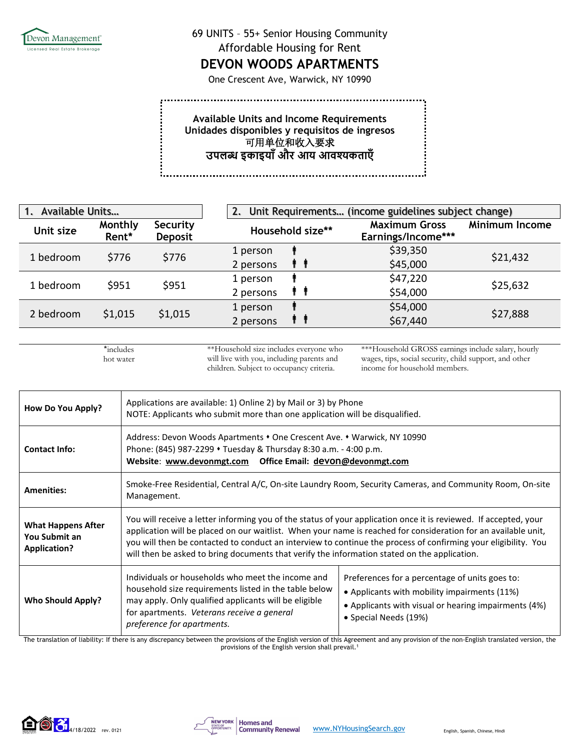Devon Management
Licensed Real Estate Brokerage

69 UNITS – 55+ Senior Housing Community
Affordable Housing for Rent

# DEVON WOODS APARTMENTS

One Crescent Ave, Warwick, NY 10990

**Available Units and Income Requirements**
**Unidades disponibles y requisitos de ingresos**
**可用单位和收入要求**
**उपलब्ध इकाइयाँ और आय आवश्यकताएँ**

| 1. Available Units… | | | 2. Unit Requirements… (income guidelines subject change) | | |
|---|---|---|---|---|---|
| Unit size | Monthly Rent* | Security Deposit | Household size** | Maximum Gross Earnings/Income*** | Minimum Income |
| 1 bedroom | $776 | $776 | 1 person | $39,350 | $21,432 |
| | | | 2 persons | $45,000 | |
| 1 bedroom | $951 | $951 | 1 person | $47,220 | $25,632 |
| | | | 2 persons | $54,000 | |
| 2 bedroom | $1,015 | $1,015 | 1 person | $54,000 | $27,888 |
| | | | 2 persons | $67,440 | |

*includes hot water

**Household size includes everyone who will live with you, including parents and children. Subject to occupancy criteria.

***Household GROSS earnings include salary, hourly wages, tips, social security, child support, and other income for household members.

| | |
|---|---|
| **How Do You Apply?** | Applications are available: 1) Online 2) by Mail or 3) by Phone<br>NOTE: Applicants who submit more than one application will be disqualified. |
| **Contact Info:** | Address: Devon Woods Apartments • One Crescent Ave. • Warwick, NY 10990<br>Phone: (845) 987-2299 • Tuesday & Thursday 8:30 a.m. - 4:00 p.m.<br>**Website**: **www.devonmgt.com** **Office Email: devon@devonmgt.com** |
| **Amenities:** | Smoke-Free Residential, Central A/C, On-site Laundry Room, Security Cameras, and Community Room, On-site Management. |
| **What Happens After You Submit an Application?** | You will receive a letter informing you of the status of your application once it is reviewed. If accepted, your application will be placed on our waitlist. When your name is reached for consideration for an available unit, you will then be contacted to conduct an interview to continue the process of confirming your eligibility. You will then be asked to bring documents that verify the information stated on the application. |
| **Who Should Apply?** | Individuals or households who meet the income and household size requirements listed in the table below may apply. Only qualified applicants will be eligible for apartments. *Veterans receive a general preference for apartments.*<br><br>Preferences for a percentage of units goes to:<br>• Applicants with mobility impairments (11%)<br>• Applicants with visual or hearing impairments (4%)<br>• Special Needs (19%) |

The translation of liability: If there is any discrepancy between the provisions of the English version of this Agreement and any provision of the non-English translated version, the provisions of the English version shall prevail.[1]

4/18/2022 rev. 0121

NEW YORK STATE OF OPPORTUNITY. Homes and Community Renewal

www.NYHousingSearch.gov

English, Spanish, Chinese, Hindi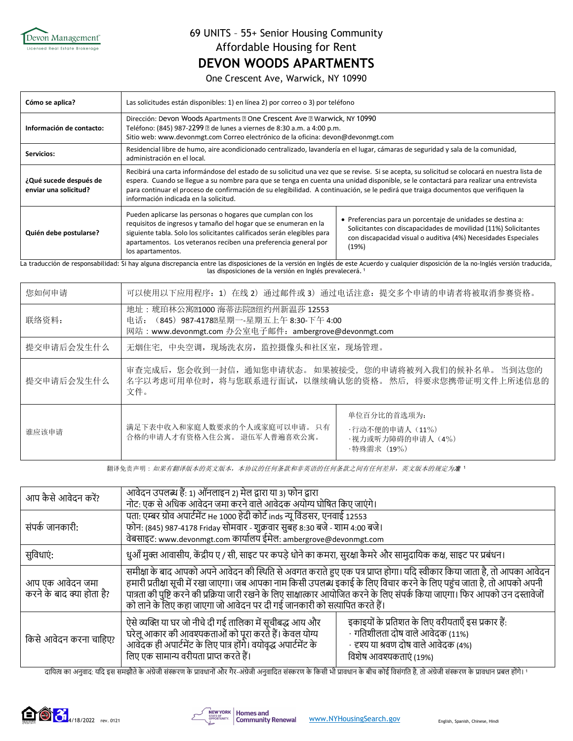69 UNITS – 55+ Senior Housing Community

Affordable Housing for Rent

# DEVON WOODS APARTMENTS

One Crescent Ave, Warwick, NY 10990

| | | |
|---|---|---|
| **Cómo se aplica?** | Las solicitudes están disponibles: 1) en línea 2) por correo o 3) por teléfono | |
| **Información de contacto:** | Dirección: Devon Woods Apartments ⧅ One Crescent Ave ⧅ Warwick, NY 10990<br>Teléfono: (845) 987-2299 ⧅ de lunes a viernes de 8:30 a.m. a 4:00 p.m.<br>Sitio web: www.devonmgt.com Correo electrónico de la oficina: devon@devonmgt.com | |
| **Servicios:** | Residencial libre de humo, aire acondicionado centralizado, lavandería en el lugar, cámaras de seguridad y sala de la comunidad, administración en el local. | |
| **¿Qué sucede después de enviar una solicitud?** | Recibirá una carta informándose del estado de su solicitud una vez que se revise. Si se acepta, su solicitud se colocará en nuestra lista de espera. Cuando se llegue a su nombre para que se tenga en cuenta una unidad disponible, se le contactará para realizar una entrevista para continuar el proceso de confirmación de su elegibilidad. A continuación, se le pedirá que traiga documentos que verifiquen la información indicada en la solicitud. | |
| **Quién debe postularse?** | Pueden aplicarse las personas o hogares que cumplan con los requisitos de ingresos y tamaño del hogar que se enumeran en la siguiente tabla. Solo los solicitantes calificados serán elegibles para apartamentos. Los veteranos reciben una preferencia general por los apartamentos. | • Preferencias para un porcentaje de unidades se destina a: Solicitantes con discapacidades de movilidad (11%) Solicitantes con discapacidad visual o auditiva (4%) Necesidades Especiales (19%) |

La traducción de responsabilidad: Si hay alguna discrepancia entre las disposiciones de la versión en Inglés de este Acuerdo y cualquier disposición de la no-Inglés versión traducida, las disposiciones de la versión en Inglés prevalecerá. [1]

| | | |
|---|---|---|
| 您如何申请 | 可以使用以下应用程序：1）在线 2）通过邮件或 3）通过电话注意：提交多个申请的申请者将被取消参赛资格。 | |
| 联络资料: | 地址：琥珀林公寓⧅1000 海蒂法院⧅纽约州新温莎 12553<br>电话：（845）987-4178⧅星期一-星期五上午 8:30-下午 4:00<br>网站：www.devonmgt.com 办公室电子邮件：ambergrove@devonmgt.com | |
| 提交申请后会发生什么 | 无烟住宅，中央空调，现场洗衣房，监控摄像头和社区室，现场管理。 | |
| 提交申请后会发生什么 | 审查完成后，您会收到一封信，通知您申请状态。 如果被接受，您的申请将被列入我们的候补名单。 当到达您的名字以考虑可用单位时，将与您联系进行面试，以继续确认您的资格。 然后，将要求您携带证明文件上所述信息的文件。 | |
| 谁应该申请 | 满足下表中收入和家庭人数要求的个人或家庭可以申请。 只有合格的申请人才有资格入住公寓。 退伍军人普遍喜欢公寓。 | 单位百分比的首选项为:<br>·行动不便的申请人（11%）<br>·视力或听力障碍的申请人（4%）<br>·特殊需求（19%） |

翻译免责声明：*如果有翻译版本的英文版本，本协议的任何条款和非英语的任何条款之间有任何差异，英文版本的规定为准* [1]

| | | |
|---|---|---|
| आप कैसे आवेदन करें? | आवेदन उपलब्ध हैं: 1) ऑनलाइन 2) मेल द्वारा या 3) फोन द्वारा<br>नोट: एक से अधिक आवेदन जमा करने वाले आवेदक अयोग्य घोषित किए जाएंगे। | |
| संपर्क जानकारी: | पता: एम्बर ग्रोव अपार्टमेंट He 1000 हेदी कोर्ट inds न्यू विंडसर, एनवाई 12553<br>फोन: (845) 987-4178 Friday सोमवार - शुक्रवार सुबह 8:30 बजे - शाम 4:00 बजे।<br>वेबसाइट: www.devonmgt.com कार्यालय ईमेल: ambergrove@devonmgt.com | |
| सुविधाएं: | धुआँ मुक्त आवासीय, केंद्रीय ए / सी, साइट पर कपड़े धोने का कमरा, सुरक्षा कैमरे और सामुदायिक कक्ष, साइट पर प्रबंधन। | |
| आप एक आवेदन जमा करने के बाद क्या होता है? | समीक्षा के बाद आपको अपने आवेदन की स्थिति से अवगत कराते हुए एक पत्र प्राप्त होगा। यदि स्वीकार किया जाता है, तो आपका आवेदन हमारी प्रतीक्षा सूची में रखा जाएगा। जब आपका नाम किसी उपलब्ध इकाई के लिए विचार करने के लिए पहुंच जाता है, तो आपको अपनी पात्रता की पुष्टि करने की प्रक्रिया जारी रखने के लिए साक्षात्कार आयोजित करने के लिए संपर्क किया जाएगा। फिर आपको उन दस्तावेजों को लाने के लिए कहा जाएगा जो आवेदन पर दी गई जानकारी को सत्यापित करते हैं। | |
| किसे आवेदन करना चाहिए? | ऐसे व्यक्ति या घर जो नीचे दी गई तालिका में सूचीबद्ध आय और घरेलू आकार की आवश्यकताओं को पूरा करते हैं। केवल योग्य आवेदक ही अपार्टमेंट के लिए पात्र होंगे। वयोवृद्ध अपार्टमेंट के लिए एक सामान्य वरीयता प्राप्त करते हैं। | इकाइयों के प्रतिशत के लिए वरीयताएँ इस प्रकार हैं:<br>· गतिशीलता दोष वाले आवेदक (11%)<br>· दृश्य या श्रवण दोष वाले आवेदक (4%)<br>विशेष आवश्यकताएं (19%) |

दायित्व का अनुवाद: यदि इस समझौते के अंग्रेजी संस्करण के प्रावधानों और गैर-अंग्रेजी अनुवादित संस्करण के किसी भी प्रावधान के बीच कोई विसंगति है, तो अंग्रेजी संस्करण के प्रावधान प्रबल होंगे। [1]

4/18/2022 rev. 0121 www.NYHousingSearch.gov English, Spanish, Chinese, Hindi